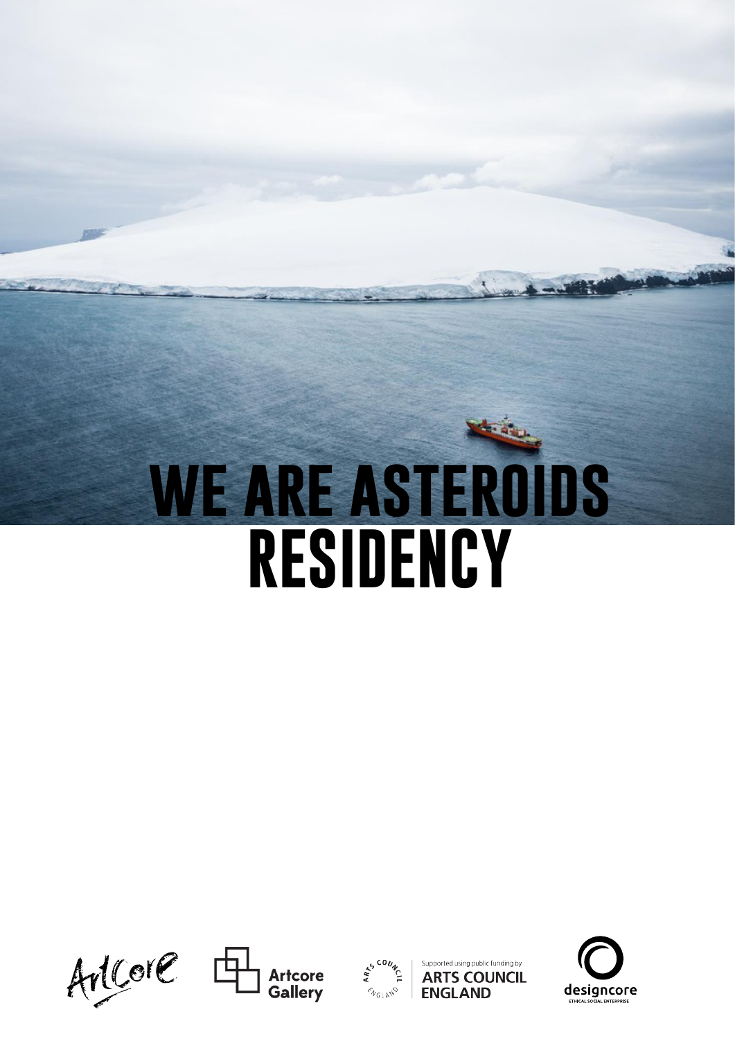# WE ARE ASTEROIDS RESIDENCY

ArtCore

Artcore Gallery

Supported using public funding by ARTS COUNCIL ENGLAND

designcore ETHICAL SOCIAL ENTERPRISE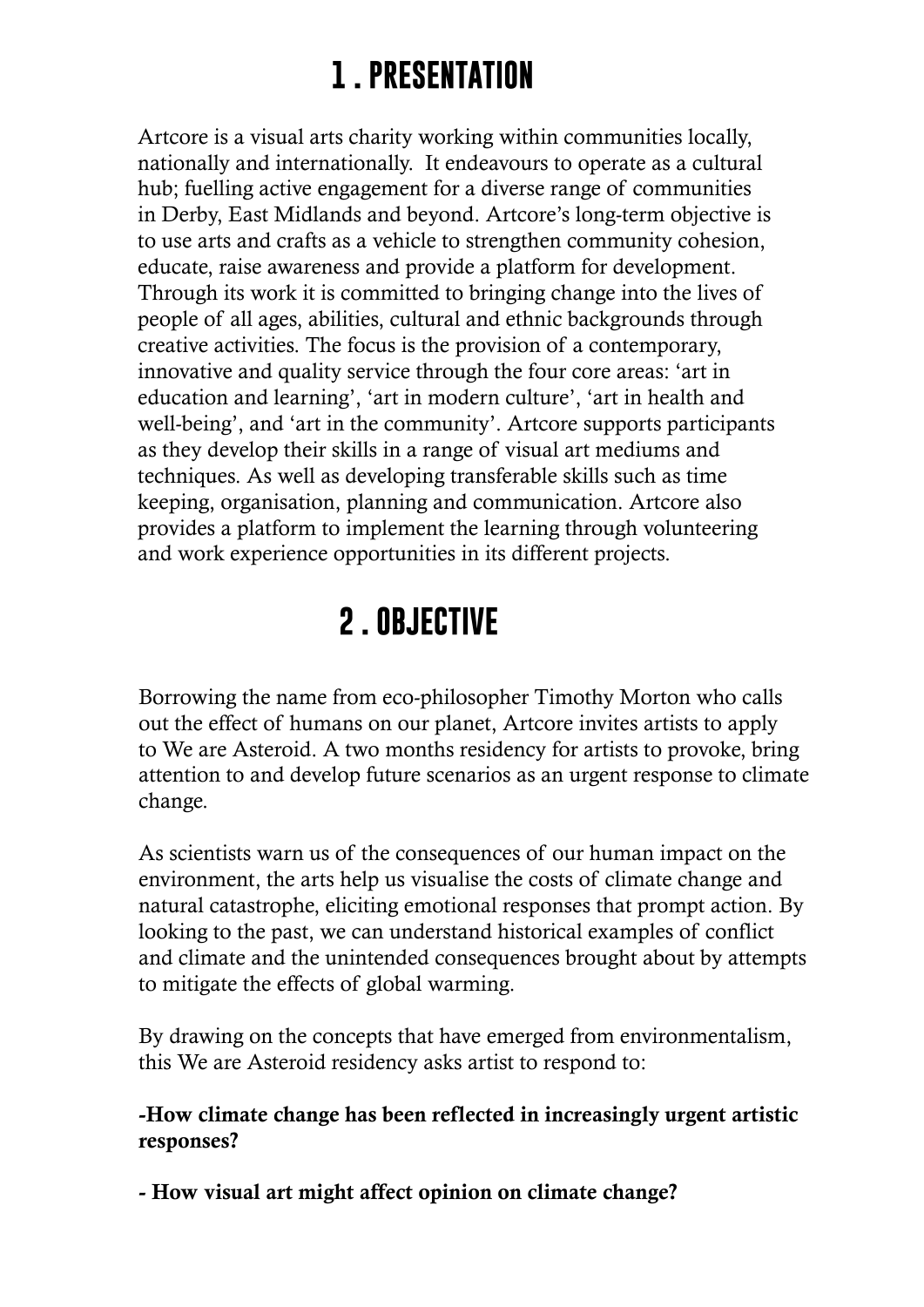# 1 . PRESENTATION

Artcore is a visual arts charity working within communities locally, nationally and internationally. It endeavours to operate as a cultural hub; fuelling active engagement for a diverse range of communities in Derby, East Midlands and beyond. Artcore's long-term objective is to use arts and crafts as a vehicle to strengthen community cohesion, educate, raise awareness and provide a platform for development. Through its work it is committed to bringing change into the lives of people of all ages, abilities, cultural and ethnic backgrounds through creative activities. The focus is the provision of a contemporary, innovative and quality service through the four core areas: 'art in education and learning', 'art in modern culture', 'art in health and well-being', and 'art in the community'. Artcore supports participants as they develop their skills in a range of visual art mediums and techniques. As well as developing transferable skills such as time keeping, organisation, planning and communication. Artcore also provides a platform to implement the learning through volunteering and work experience opportunities in its different projects.

# 2 . OBJECTIVE

Borrowing the name from eco-philosopher Timothy Morton who calls out the effect of humans on our planet, Artcore invites artists to apply to We are Asteroid. A two months residency for artists to provoke, bring attention to and develop future scenarios as an urgent response to climate change.

As scientists warn us of the consequences of our human impact on the environment, the arts help us visualise the costs of climate change and natural catastrophe, eliciting emotional responses that prompt action. By looking to the past, we can understand historical examples of conflict and climate and the unintended consequences brought about by attempts to mitigate the effects of global warming.

By drawing on the concepts that have emerged from environmentalism, this We are Asteroid residency asks artist to respond to:

**-How climate change has been reflected in increasingly urgent artistic responses?**

**- How visual art might affect opinion on climate change?**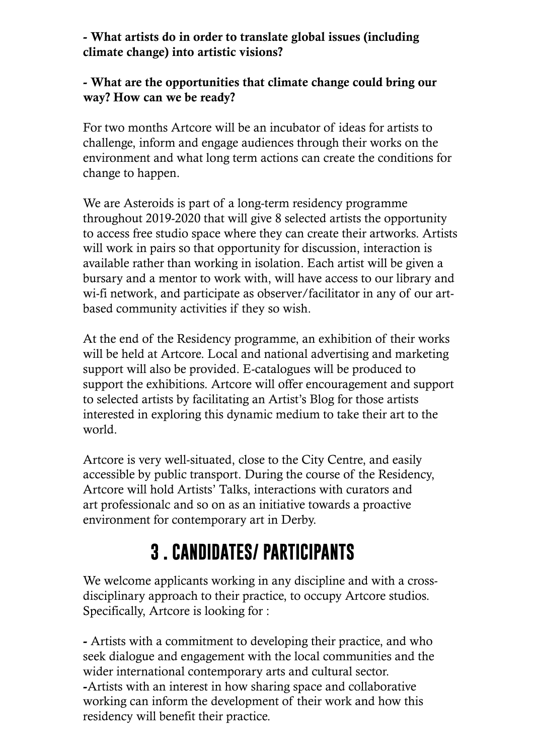**- What artists do in order to translate global issues (including climate change) into artistic visions?**

**- What are the opportunities that climate change could bring our way? How can we be ready?**

For two months Artcore will be an incubator of ideas for artists to challenge, inform and engage audiences through their works on the environment and what long term actions can create the conditions for change to happen.

We are Asteroids is part of a long-term residency programme throughout 2019-2020 that will give 8 selected artists the opportunity to access free studio space where they can create their artworks. Artists will work in pairs so that opportunity for discussion, interaction is available rather than working in isolation. Each artist will be given a bursary and a mentor to work with, will have access to our library and wi-fi network, and participate as observer/facilitator in any of our art-based community activities if they so wish.

At the end of the Residency programme, an exhibition of their works will be held at Artcore. Local and national advertising and marketing support will also be provided. E-catalogues will be produced to support the exhibitions. Artcore will offer encouragement and support to selected artists by facilitating an Artist's Blog for those artists interested in exploring this dynamic medium to take their art to the world.

Artcore is very well-situated, close to the City Centre, and easily accessible by public transport. During the course of the Residency, Artcore will hold Artists' Talks, interactions with curators and art professionalc and so on as an initiative towards a proactive environment for contemporary art in Derby.

## 3 . CANDIDATES/ PARTICIPANTS

We welcome applicants working in any discipline and with a cross-disciplinary approach to their practice, to occupy Artcore studios. Specifically, Artcore is looking for :

- Artists with a commitment to developing their practice, and who seek dialogue and engagement with the local communities and the wider international contemporary arts and cultural sector.
- Artists with an interest in how sharing space and collaborative working can inform the development of their work and how this residency will benefit their practice.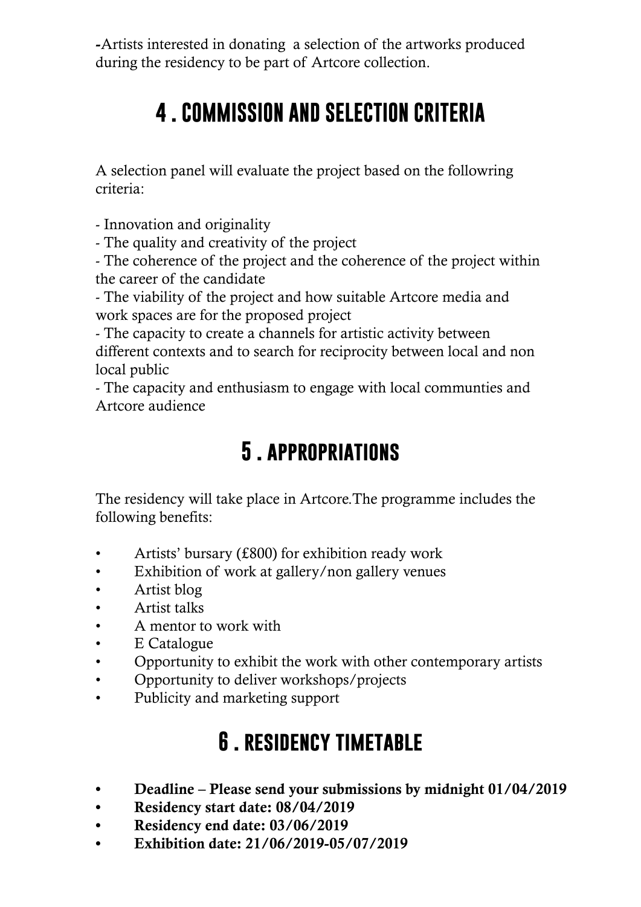-Artists interested in donating  a selection of the artworks produced during the residency to be part of Artcore collection.

## 4 . COMMISSION AND SELECTION CRITERIA

A selection panel will evaluate the project based on the followring criteria:

- Innovation and originality
- The quality and creativity of the project
- The coherence of the project and the coherence of the project within the career of the candidate
- The viability of the project and how suitable Artcore media and work spaces are for the proposed project
- The capacity to create a channels for artistic activity between different contexts and to search for reciprocity between local and non local public
- The capacity and enthusiasm to engage with local communties and Artcore audience

## 5 . APPROPRIATIONS

The residency will take place in Artcore.The programme includes the following benefits:

- Artists' bursary (£800) for exhibition ready work
- Exhibition of work at gallery/non gallery venues
- Artist blog
- Artist talks
- A mentor to work with
- E Catalogue
- Opportunity to exhibit the work with other contemporary artists
- Opportunity to deliver workshops/projects
- Publicity and marketing support

## 6 . RESIDENCY TIMETABLE

- **Deadline – Please send your submissions by midnight 01/04/2019**
- **Residency start date: 08/04/2019**
- **Residency end date: 03/06/2019**
- **Exhibition date: 21/06/2019-05/07/2019**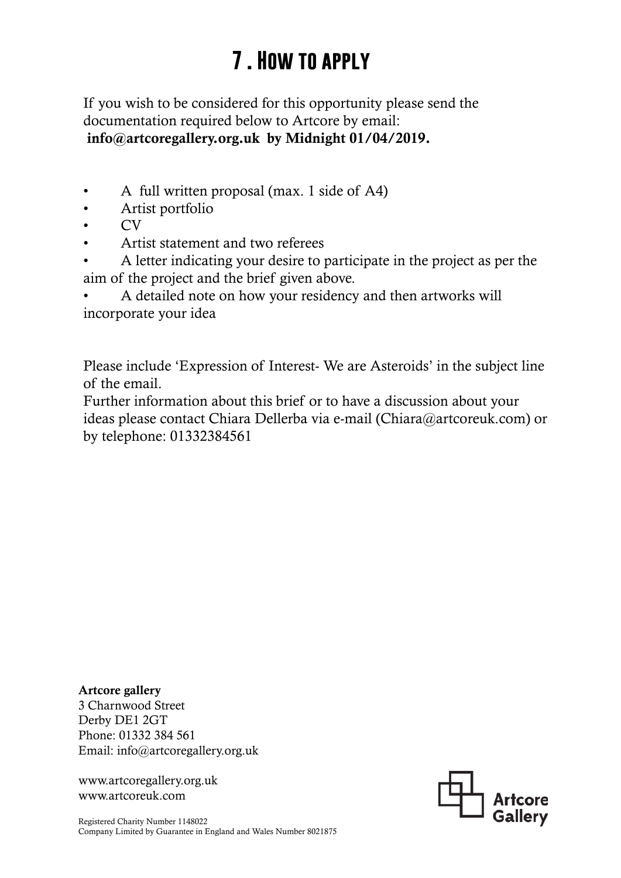# 7 . How to apply

If you wish to be considered for this opportunity please send the documentation required below to Artcore by email:
**info@artcoregallery.org.uk by Midnight 01/04/2019.**

- A full written proposal (max. 1 side of A4)
- Artist portfolio
- CV
- Artist statement and two referees
- A letter indicating your desire to participate in the project as per the aim of the project and the brief given above.
- A detailed note on how your residency and then artworks will incorporate your idea

Please include 'Expression of Interest- We are Asteroids' in the subject line of the email.
Further information about this brief or to have a discussion about your ideas please contact Chiara Dellerba via e-mail (Chiara@artcoreuk.com) or by telephone: 01332384561

**Artcore gallery**
3 Charnwood Street
Derby DE1 2GT
Phone: 01332 384 561
Email: info@artcoregallery.org.uk

www.artcoregallery.org.uk
www.artcoreuk.com

Registered Charity Number 1148022
Company Limited by Guarantee in England and Wales Number 8021875

Artcore Gallery